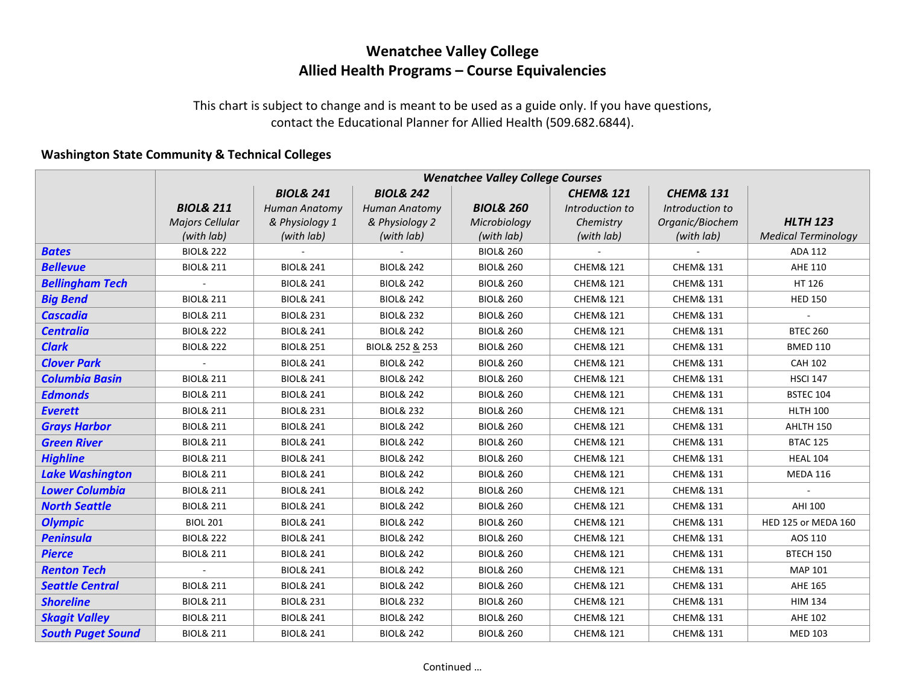# Wenatchee Valley College
## Allied Health Programs – Course Equivalencies

This chart is subject to change and is meant to be used as a guide only. If you have questions, contact the Educational Planner for Allied Health (509.682.6844).

### Washington State Community & Technical Colleges

| | *Wenatchee Valley College Courses* | | | | | | |
|---|---|---|---|---|---|---|---|
| | ***BIOL& 211*** *Majors Cellular (with lab)* | ***BIOL& 241*** *Human Anatomy & Physiology 1 (with lab)* | ***BIOL& 242*** *Human Anatomy & Physiology 2 (with lab)* | ***BIOL& 260*** *Microbiology (with lab)* | ***CHEM& 121*** *Introduction to Chemistry (with lab)* | ***CHEM& 131*** *Introduction to Organic/Biochem (with lab)* | ***HLTH 123*** *Medical Terminology* |
| ***Bates*** | BIOL& 222 | - | - | BIOL& 260 | - | - | ADA 112 |
| ***Bellevue*** | BIOL& 211 | BIOL& 241 | BIOL& 242 | BIOL& 260 | CHEM& 121 | CHEM& 131 | AHE 110 |
| ***Bellingham Tech*** | - | BIOL& 241 | BIOL& 242 | BIOL& 260 | CHEM& 121 | CHEM& 131 | HT 126 |
| ***Big Bend*** | BIOL& 211 | BIOL& 241 | BIOL& 242 | BIOL& 260 | CHEM& 121 | CHEM& 131 | HED 150 |
| ***Cascadia*** | BIOL& 211 | BIOL& 231 | BIOL& 232 | BIOL& 260 | CHEM& 121 | CHEM& 131 | - |
| ***Centralia*** | BIOL& 222 | BIOL& 241 | BIOL& 242 | BIOL& 260 | CHEM& 121 | CHEM& 131 | BTEC 260 |
| ***Clark*** | BIOL& 222 | BIOL& 251 | BIOL& 252 & 253 | BIOL& 260 | CHEM& 121 | CHEM& 131 | BMED 110 |
| ***Clover Park*** | - | BIOL& 241 | BIOL& 242 | BIOL& 260 | CHEM& 121 | CHEM& 131 | CAH 102 |
| ***Columbia Basin*** | BIOL& 211 | BIOL& 241 | BIOL& 242 | BIOL& 260 | CHEM& 121 | CHEM& 131 | HSCI 147 |
| ***Edmonds*** | BIOL& 211 | BIOL& 241 | BIOL& 242 | BIOL& 260 | CHEM& 121 | CHEM& 131 | BSTEC 104 |
| ***Everett*** | BIOL& 211 | BIOL& 231 | BIOL& 232 | BIOL& 260 | CHEM& 121 | CHEM& 131 | HLTH 100 |
| ***Grays Harbor*** | BIOL& 211 | BIOL& 241 | BIOL& 242 | BIOL& 260 | CHEM& 121 | CHEM& 131 | AHLTH 150 |
| ***Green River*** | BIOL& 211 | BIOL& 241 | BIOL& 242 | BIOL& 260 | CHEM& 121 | CHEM& 131 | BTAC 125 |
| ***Highline*** | BIOL& 211 | BIOL& 241 | BIOL& 242 | BIOL& 260 | CHEM& 121 | CHEM& 131 | HEAL 104 |
| ***Lake Washington*** | BIOL& 211 | BIOL& 241 | BIOL& 242 | BIOL& 260 | CHEM& 121 | CHEM& 131 | MEDA 116 |
| ***Lower Columbia*** | BIOL& 211 | BIOL& 241 | BIOL& 242 | BIOL& 260 | CHEM& 121 | CHEM& 131 | - |
| ***North Seattle*** | BIOL& 211 | BIOL& 241 | BIOL& 242 | BIOL& 260 | CHEM& 121 | CHEM& 131 | AHI 100 |
| ***Olympic*** | BIOL 201 | BIOL& 241 | BIOL& 242 | BIOL& 260 | CHEM& 121 | CHEM& 131 | HED 125 or MEDA 160 |
| ***Peninsula*** | BIOL& 222 | BIOL& 241 | BIOL& 242 | BIOL& 260 | CHEM& 121 | CHEM& 131 | AOS 110 |
| ***Pierce*** | BIOL& 211 | BIOL& 241 | BIOL& 242 | BIOL& 260 | CHEM& 121 | CHEM& 131 | BTECH 150 |
| ***Renton Tech*** | - | BIOL& 241 | BIOL& 242 | BIOL& 260 | CHEM& 121 | CHEM& 131 | MAP 101 |
| ***Seattle Central*** | BIOL& 211 | BIOL& 241 | BIOL& 242 | BIOL& 260 | CHEM& 121 | CHEM& 131 | AHE 165 |
| ***Shoreline*** | BIOL& 211 | BIOL& 231 | BIOL& 232 | BIOL& 260 | CHEM& 121 | CHEM& 131 | HIM 134 |
| ***Skagit Valley*** | BIOL& 211 | BIOL& 241 | BIOL& 242 | BIOL& 260 | CHEM& 121 | CHEM& 131 | AHE 102 |
| ***South Puget Sound*** | BIOL& 211 | BIOL& 241 | BIOL& 242 | BIOL& 260 | CHEM& 121 | CHEM& 131 | MED 103 |

Continued …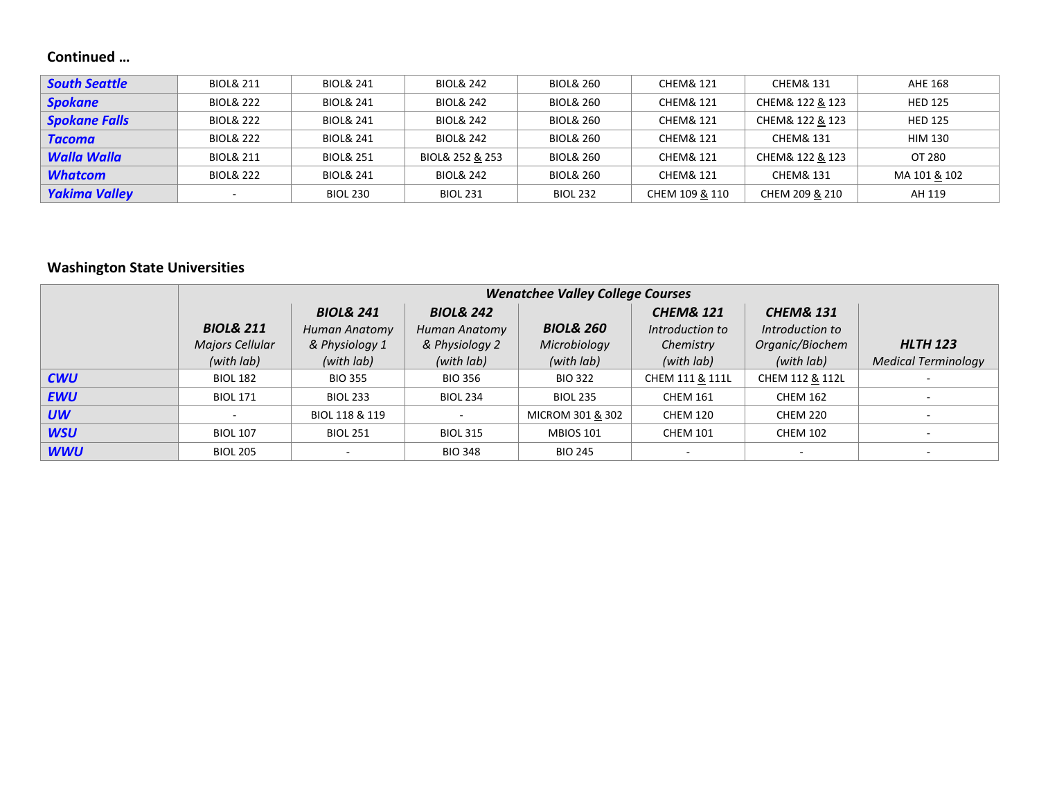**Continued …**

| | | | | | | | |
|---|---|---|---|---|---|---|---|
| ***South Seattle*** | BIOL& 211 | BIOL& 241 | BIOL& 242 | BIOL& 260 | CHEM& 121 | CHEM& 131 | AHE 168 |
| ***Spokane*** | BIOL& 222 | BIOL& 241 | BIOL& 242 | BIOL& 260 | CHEM& 121 | CHEM& 122 & 123 | HED 125 |
| ***Spokane Falls*** | BIOL& 222 | BIOL& 241 | BIOL& 242 | BIOL& 260 | CHEM& 121 | CHEM& 122 & 123 | HED 125 |
| ***Tacoma*** | BIOL& 222 | BIOL& 241 | BIOL& 242 | BIOL& 260 | CHEM& 121 | CHEM& 131 | HIM 130 |
| ***Walla Walla*** | BIOL& 211 | BIOL& 251 | BIOL& 252 & 253 | BIOL& 260 | CHEM& 121 | CHEM& 122 & 123 | OT 280 |
| ***Whatcom*** | BIOL& 222 | BIOL& 241 | BIOL& 242 | BIOL& 260 | CHEM& 121 | CHEM& 131 | MA 101 & 102 |
| ***Yakima Valley*** | - | BIOL 230 | BIOL 231 | BIOL 232 | CHEM 109 & 110 | CHEM 209 & 210 | AH 119 |

**Washington State Universities**

| | ***Wenatchee Valley College Courses*** | | | | | | |
|---|---|---|---|---|---|---|---|
| | ***BIOL& 211*** *Majors Cellular (with lab)* | ***BIOL& 241*** *Human Anatomy & Physiology 1 (with lab)* | ***BIOL& 242*** *Human Anatomy & Physiology 2 (with lab)* | ***BIOL& 260*** *Microbiology (with lab)* | ***CHEM& 121*** *Introduction to Chemistry (with lab)* | ***CHEM& 131*** *Introduction to Organic/Biochem (with lab)* | ***HLTH 123*** *Medical Terminology* |
| ***CWU*** | BIOL 182 | BIO 355 | BIO 356 | BIO 322 | CHEM 111 & 111L | CHEM 112 & 112L | - |
| ***EWU*** | BIOL 171 | BIOL 233 | BIOL 234 | BIOL 235 | CHEM 161 | CHEM 162 | - |
| ***UW*** | - | BIOL 118 & 119 | - | MICROM 301 & 302 | CHEM 120 | CHEM 220 | - |
| ***WSU*** | BIOL 107 | BIOL 251 | BIOL 315 | MBIOS 101 | CHEM 101 | CHEM 102 | - |
| ***WWU*** | BIOL 205 | - | BIO 348 | BIO 245 | - | - | - |